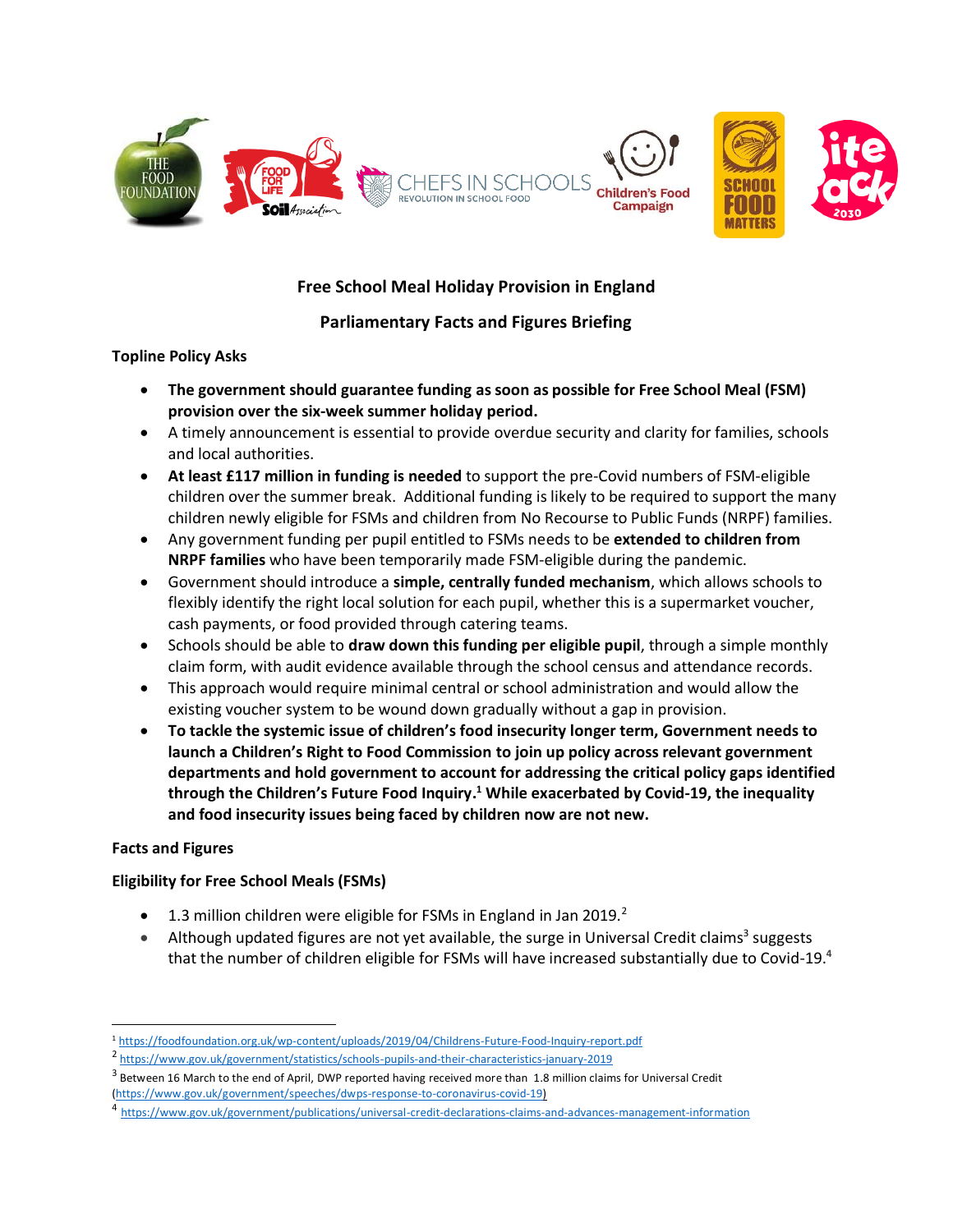# Free School Meal Holiday Provision in England

## Parliamentary Facts and Figures Briefing

**Topline Policy Asks**

- **The government should guarantee funding as soon as possible for Free School Meal (FSM) provision over the six-week summer holiday period.**
- A timely announcement is essential to provide overdue security and clarity for families, schools and local authorities.
- **At least £117 million in funding is needed** to support the pre-Covid numbers of FSM-eligible children over the summer break. Additional funding is likely to be required to support the many children newly eligible for FSMs and children from No Recourse to Public Funds (NRPF) families.
- Any government funding per pupil entitled to FSMs needs to be **extended to children from NRPF families** who have been temporarily made FSM-eligible during the pandemic.
- Government should introduce a **simple, centrally funded mechanism**, which allows schools to flexibly identify the right local solution for each pupil, whether this is a supermarket voucher, cash payments, or food provided through catering teams.
- Schools should be able to **draw down this funding per eligible pupil**, through a simple monthly claim form, with audit evidence available through the school census and attendance records.
- This approach would require minimal central or school administration and would allow the existing voucher system to be wound down gradually without a gap in provision.
- **To tackle the systemic issue of children's food insecurity longer term, Government needs to launch a Children's Right to Food Commission to join up policy across relevant government departments and hold government to account for addressing the critical policy gaps identified through the Children's Future Food Inquiry.[1] While exacerbated by Covid-19, the inequality and food insecurity issues being faced by children now are not new.**

**Facts and Figures**

**Eligibility for Free School Meals (FSMs)**

- 1.3 million children were eligible for FSMs in England in Jan 2019.[2]
- Although updated figures are not yet available, the surge in Universal Credit claims[3] suggests that the number of children eligible for FSMs will have increased substantially due to Covid-19.[4]

---

[1] https://foodfoundation.org.uk/wp-content/uploads/2019/04/Childrens-Future-Food-Inquiry-report.pdf

[2] https://www.gov.uk/government/statistics/schools-pupils-and-their-characteristics-january-2019

[3] Between 16 March to the end of April, DWP reported having received more than 1.8 million claims for Universal Credit (https://www.gov.uk/government/speeches/dwps-response-to-coronavirus-covid-19)

[4] https://www.gov.uk/government/publications/universal-credit-declarations-claims-and-advances-management-information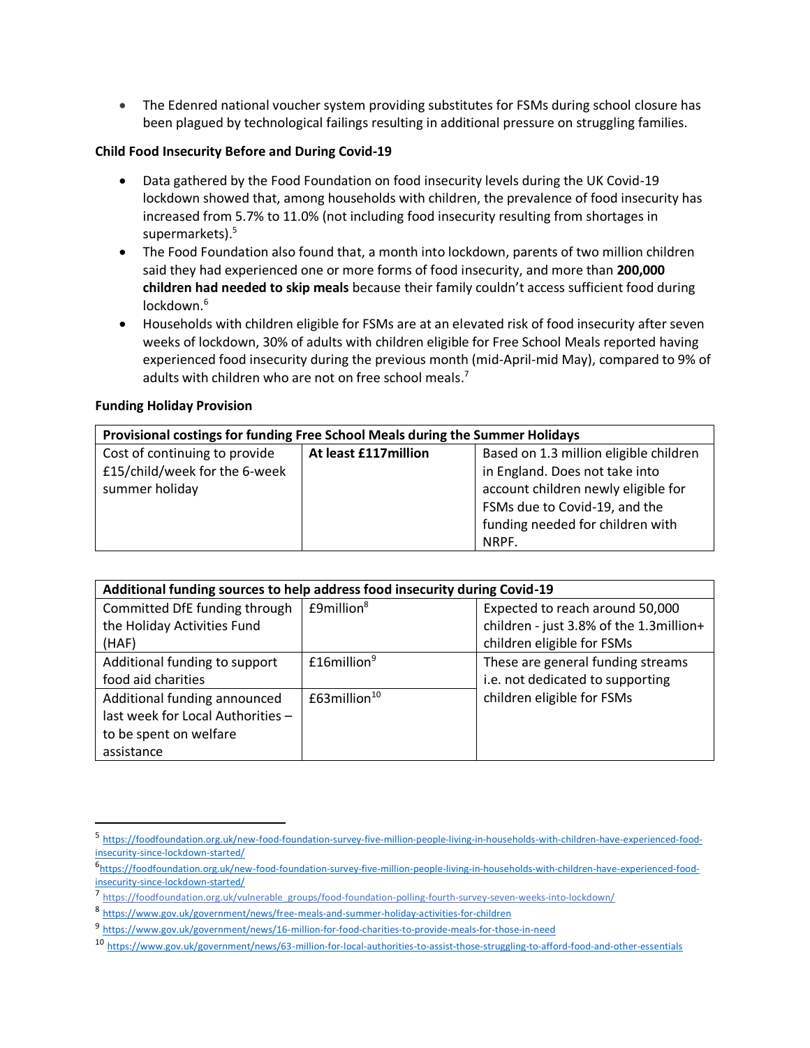- The Edenred national voucher system providing substitutes for FSMs during school closure has been plagued by technological failings resulting in additional pressure on struggling families.

**Child Food Insecurity Before and During Covid-19**

- Data gathered by the Food Foundation on food insecurity levels during the UK Covid-19 lockdown showed that, among households with children, the prevalence of food insecurity has increased from 5.7% to 11.0% (not including food insecurity resulting from shortages in supermarkets).[5]
- The Food Foundation also found that, a month into lockdown, parents of two million children said they had experienced one or more forms of food insecurity, and more than **200,000 children had needed to skip meals** because their family couldn't access sufficient food during lockdown.[6]
- Households with children eligible for FSMs are at an elevated risk of food insecurity after seven weeks of lockdown, 30% of adults with children eligible for Free School Meals reported having experienced food insecurity during the previous month (mid-April-mid May), compared to 9% of adults with children who are not on free school meals.[7]

**Funding Holiday Provision**

| **Provisional costings for funding Free School Meals during the Summer Holidays** | | |
|---|---|---|
| Cost of continuing to provide £15/child/week for the 6-week summer holiday | **At least £117million** | Based on 1.3 million eligible children in England. Does not take into account children newly eligible for FSMs due to Covid-19, and the funding needed for children with NRPF. |

| **Additional funding sources to help address food insecurity during Covid-19** | | |
|---|---|---|
| Committed DfE funding through the Holiday Activities Fund (HAF) | £9million[8] | Expected to reach around 50,000 children - just 3.8% of the 1.3million+ children eligible for FSMs |
| Additional funding to support food aid charities | £16million[9] | These are general funding streams i.e. not dedicated to supporting children eligible for FSMs |
| Additional funding announced last week for Local Authorities – to be spent on welfare assistance | £63million[10] | |

---

[5] https://foodfoundation.org.uk/new-food-foundation-survey-five-million-people-living-in-households-with-children-have-experienced-food-insecurity-since-lockdown-started/

[6] https://foodfoundation.org.uk/new-food-foundation-survey-five-million-people-living-in-households-with-children-have-experienced-food-insecurity-since-lockdown-started/

[7] https://foodfoundation.org.uk/vulnerable_groups/food-foundation-polling-fourth-survey-seven-weeks-into-lockdown/

[8] https://www.gov.uk/government/news/free-meals-and-summer-holiday-activities-for-children

[9] https://www.gov.uk/government/news/16-million-for-food-charities-to-provide-meals-for-those-in-need

[10] https://www.gov.uk/government/news/63-million-for-local-authorities-to-assist-those-struggling-to-afford-food-and-other-essentials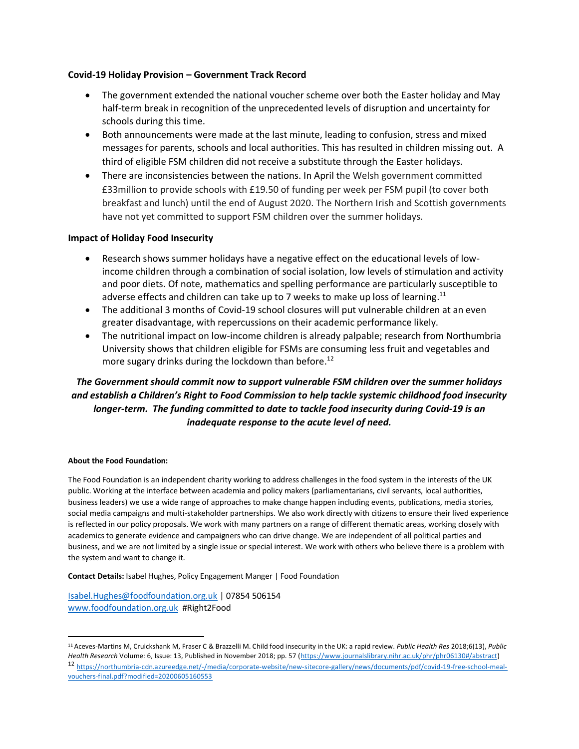### Covid-19 Holiday Provision – Government Track Record

- The government extended the national voucher scheme over both the Easter holiday and May half-term break in recognition of the unprecedented levels of disruption and uncertainty for schools during this time.
- Both announcements were made at the last minute, leading to confusion, stress and mixed messages for parents, schools and local authorities. This has resulted in children missing out. A third of eligible FSM children did not receive a substitute through the Easter holidays.
- There are inconsistencies between the nations. In April the Welsh government committed £33million to provide schools with £19.50 of funding per week per FSM pupil (to cover both breakfast and lunch) until the end of August 2020. The Northern Irish and Scottish governments have not yet committed to support FSM children over the summer holidays.

### Impact of Holiday Food Insecurity

- Research shows summer holidays have a negative effect on the educational levels of low-income children through a combination of social isolation, low levels of stimulation and activity and poor diets. Of note, mathematics and spelling performance are particularly susceptible to adverse effects and children can take up to 7 weeks to make up loss of learning.[11]
- The additional 3 months of Covid-19 school closures will put vulnerable children at an even greater disadvantage, with repercussions on their academic performance likely.
- The nutritional impact on low-income children is already palpable; research from Northumbria University shows that children eligible for FSMs are consuming less fruit and vegetables and more sugary drinks during the lockdown than before.[12]

***The Government should commit now to support vulnerable FSM children over the summer holidays and establish a Children's Right to Food Commission to help tackle systemic childhood food insecurity longer-term. The funding committed to date to tackle food insecurity during Covid-19 is an inadequate response to the acute level of need.***

**About the Food Foundation:**

The Food Foundation is an independent charity working to address challenges in the food system in the interests of the UK public. Working at the interface between academia and policy makers (parliamentarians, civil servants, local authorities, business leaders) we use a wide range of approaches to make change happen including events, publications, media stories, social media campaigns and multi-stakeholder partnerships. We also work directly with citizens to ensure their lived experience is reflected in our policy proposals. We work with many partners on a range of different thematic areas, working closely with academics to generate evidence and campaigners who can drive change. We are independent of all political parties and business, and we are not limited by a single issue or special interest. We work with others who believe there is a problem with the system and want to change it.

**Contact Details:** Isabel Hughes, Policy Engagement Manger | Food Foundation

Isabel.Hughes@foodfoundation.org.uk | 07854 506154
www.foodfoundation.org.uk #Right2Food

---

[11] Aceves-Martins M, Cruickshank M, Fraser C & Brazzelli M. Child food insecurity in the UK: a rapid review. *Public Health Res* 2018;6(13), *Public Health Research* Volume: 6, Issue: 13, Published in November 2018; pp. 57 (https://www.journalslibrary.nihr.ac.uk/phr/phr06130#/abstract)

[12] https://northumbria-cdn.azureedge.net/-/media/corporate-website/new-sitecore-gallery/news/documents/pdf/covid-19-free-school-meal-vouchers-final.pdf?modified=20200605160553